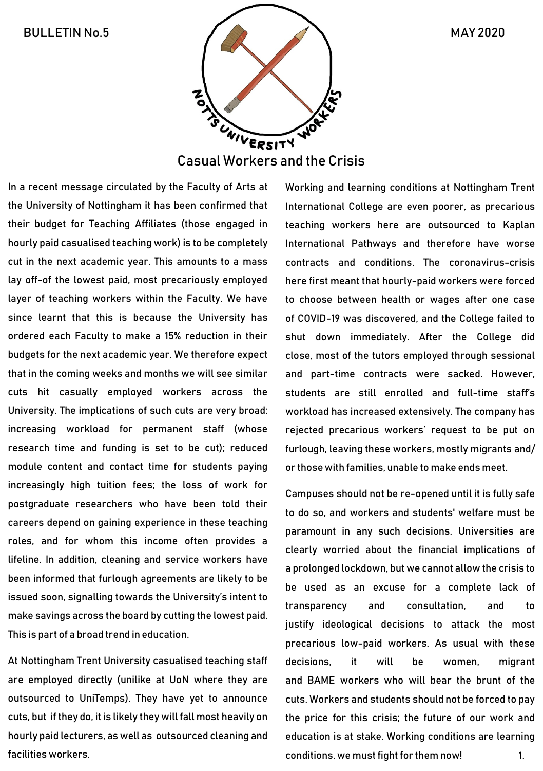BULLETIN No.5

MAY 2020

NOTTS UNIVERSITY WORKERS

# Casual Workers and the Crisis

In a recent message circulated by the Faculty of Arts at the University of Nottingham it has been confirmed that their budget for Teaching Affiliates (those engaged in hourly paid casualised teaching work) is to be completely cut in the next academic year. This amounts to a mass lay off-of the lowest paid, most precariously employed layer of teaching workers within the Faculty. We have since learnt that this is because the University has ordered each Faculty to make a 15% reduction in their budgets for the next academic year. We therefore expect that in the coming weeks and months we will see similar cuts hit casually employed workers across the University. The implications of such cuts are very broad: increasing workload for permanent staff (whose research time and funding is set to be cut); reduced module content and contact time for students paying increasingly high tuition fees; the loss of work for postgraduate researchers who have been told their careers depend on gaining experience in these teaching roles, and for whom this income often provides a lifeline. In addition, cleaning and service workers have been informed that furlough agreements are likely to be issued soon, signalling towards the University's intent to make savings across the board by cutting the lowest paid. This is part of a broad trend in education.

At Nottingham Trent University casualised teaching staff are employed directly (unilike at UoN where they are outsourced to UniTemps). They have yet to announce cuts, but if they do, it is likely they will fall most heavily on hourly paid lecturers, as well as outsourced cleaning and facilities workers.

Working and learning conditions at Nottingham Trent International College are even poorer, as precarious teaching workers here are outsourced to Kaplan International Pathways and therefore have worse contracts and conditions. The coronavirus-crisis here first meant that hourly-paid workers were forced to choose between health or wages after one case of COVID-19 was discovered, and the College failed to shut down immediately. After the College did close, most of the tutors employed through sessional and part-time contracts were sacked. However, students are still enrolled and full-time staff's workload has increased extensively. The company has rejected precarious workers' request to be put on furlough, leaving these workers, mostly migrants and/or those with families, unable to make ends meet.

Campuses should not be re-opened until it is fully safe to do so, and workers and students' welfare must be paramount in any such decisions. Universities are clearly worried about the financial implications of a prolonged lockdown, but we cannot allow the crisis to be used as an excuse for a complete lack of transparency and consultation, and to justify ideological decisions to attack the most precarious low-paid workers. As usual with these decisions, it will be women, migrant and BAME workers who will bear the brunt of the cuts. Workers and students should not be forced to pay the price for this crisis; the future of our work and education is at stake. Working conditions are learning conditions, we must fight for them now!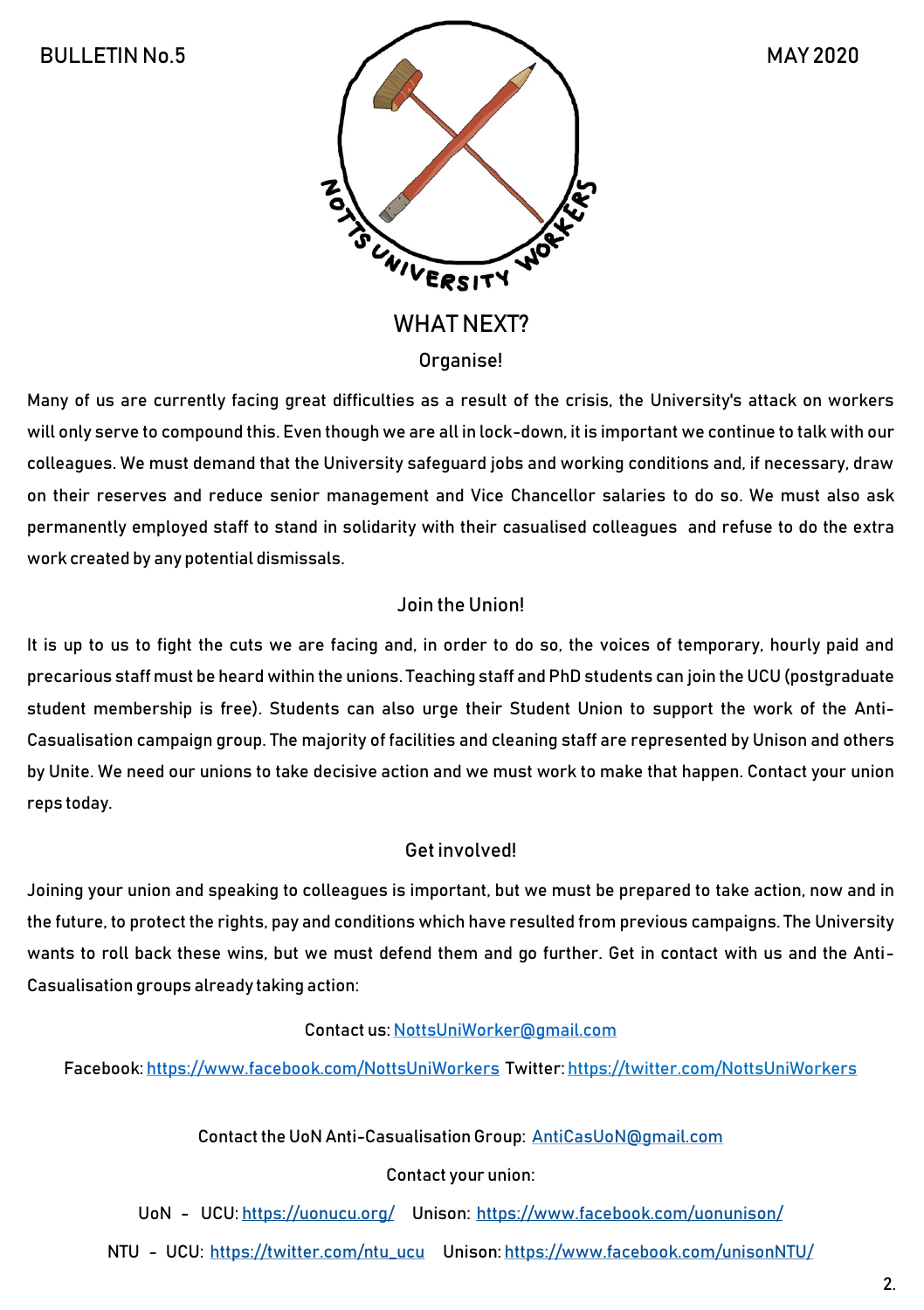BULLETIN No.5 MAY 2020

# WHAT NEXT?

## Organise!

Many of us are currently facing great difficulties as a result of the crisis, the University's attack on workers will only serve to compound this. Even though we are all in lock-down, it is important we continue to talk with our colleagues. We must demand that the University safeguard jobs and working conditions and, if necessary, draw on their reserves and reduce senior management and Vice Chancellor salaries to do so. We must also ask permanently employed staff to stand in solidarity with their casualised colleagues and refuse to do the extra work created by any potential dismissals.

## Join the Union!

It is up to us to fight the cuts we are facing and, in order to do so, the voices of temporary, hourly paid and precarious staff must be heard within the unions. Teaching staff and PhD students can join the UCU (postgraduate student membership is free). Students can also urge their Student Union to support the work of the Anti-Casualisation campaign group. The majority of facilities and cleaning staff are represented by Unison and others by Unite. We need our unions to take decisive action and we must work to make that happen. Contact your union reps today.

## Get involved!

Joining your union and speaking to colleagues is important, but we must be prepared to take action, now and in the future, to protect the rights, pay and conditions which have resulted from previous campaigns. The University wants to roll back these wins, but we must defend them and go further. Get in contact with us and the Anti-Casualisation groups already taking action:

Contact us: NottsUniWorker@gmail.com

Facebook: https://www.facebook.com/NottsUniWorkers Twitter: https://twitter.com/NottsUniWorkers

Contact the UoN Anti-Casualisation Group: AntiCasUoN@gmail.com

Contact your union:

UoN - UCU: https://uonucu.org/ Unison: https://www.facebook.com/uonunison/

NTU - UCU: https://twitter.com/ntu_ucu Unison: https://www.facebook.com/unisonNTU/